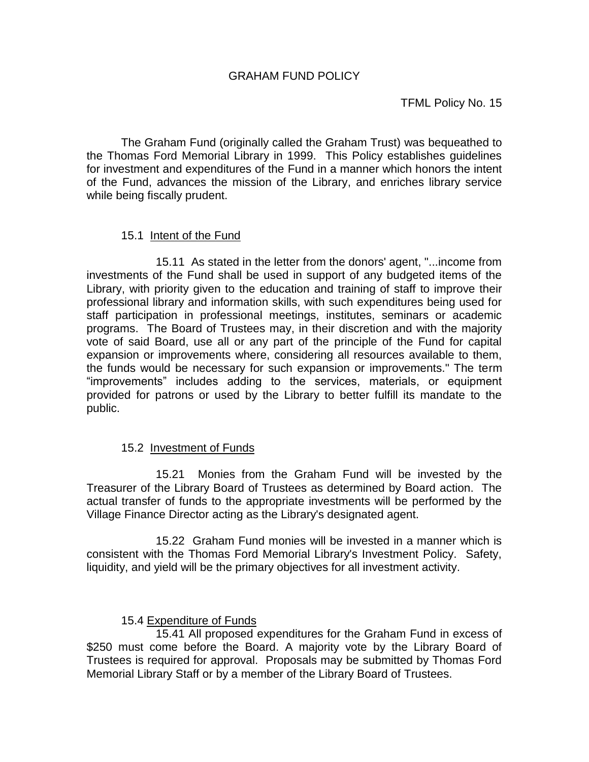# GRAHAM FUND POLICY

TFML Policy No. 15

The Graham Fund (originally called the Graham Trust) was bequeathed to the Thomas Ford Memorial Library in 1999. This Policy establishes guidelines for investment and expenditures of the Fund in a manner which honors the intent of the Fund, advances the mission of the Library, and enriches library service while being fiscally prudent.

## 15.1 Intent of the Fund

15.11 As stated in the letter from the donors' agent, "...income from investments of the Fund shall be used in support of any budgeted items of the Library, with priority given to the education and training of staff to improve their professional library and information skills, with such expenditures being used for staff participation in professional meetings, institutes, seminars or academic programs. The Board of Trustees may, in their discretion and with the majority vote of said Board, use all or any part of the principle of the Fund for capital expansion or improvements where, considering all resources available to them, the funds would be necessary for such expansion or improvements." The term "improvements" includes adding to the services, materials, or equipment provided for patrons or used by the Library to better fulfill its mandate to the public.

## 15.2 Investment of Funds

15.21 Monies from the Graham Fund will be invested by the Treasurer of the Library Board of Trustees as determined by Board action. The actual transfer of funds to the appropriate investments will be performed by the Village Finance Director acting as the Library's designated agent.

15.22 Graham Fund monies will be invested in a manner which is consistent with the Thomas Ford Memorial Library's Investment Policy. Safety, liquidity, and yield will be the primary objectives for all investment activity.

## 15.4 Expenditure of Funds

15.41 All proposed expenditures for the Graham Fund in excess of $250 must come before the Board. A majority vote by the Library Board of Trustees is required for approval. Proposals may be submitted by Thomas Ford Memorial Library Staff or by a member of the Library Board of Trustees.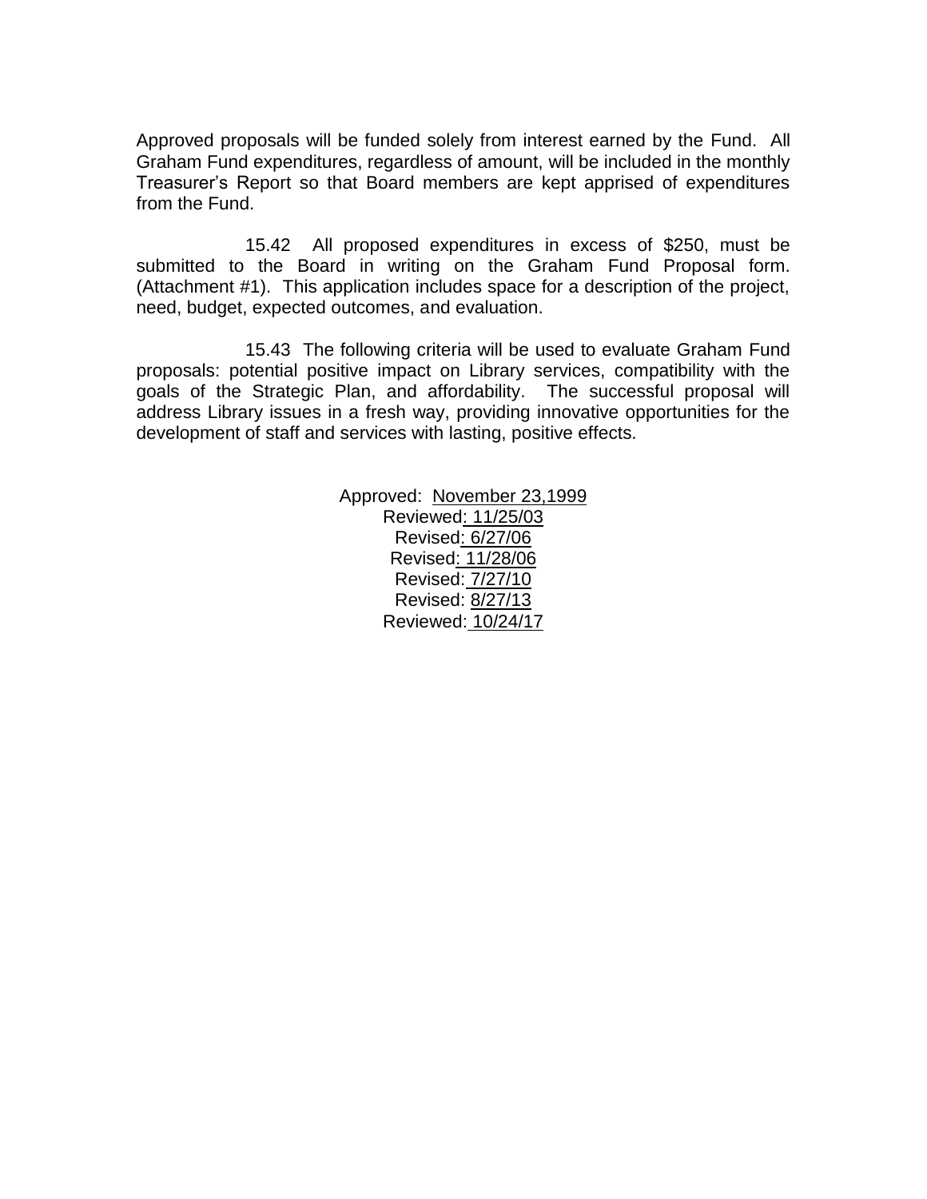Approved proposals will be funded solely from interest earned by the Fund. All Graham Fund expenditures, regardless of amount, will be included in the monthly Treasurer's Report so that Board members are kept apprised of expenditures from the Fund.

15.42 All proposed expenditures in excess of $250, must be submitted to the Board in writing on the Graham Fund Proposal form. (Attachment #1). This application includes space for a description of the project, need, budget, expected outcomes, and evaluation.

15.43 The following criteria will be used to evaluate Graham Fund proposals: potential positive impact on Library services, compatibility with the goals of the Strategic Plan, and affordability. The successful proposal will address Library issues in a fresh way, providing innovative opportunities for the development of staff and services with lasting, positive effects.

Approved: November 23,1999
Reviewed: 11/25/03
Revised: 6/27/06
Revised: 11/28/06
Revised: 7/27/10
Revised: 8/27/13
Reviewed: 10/24/17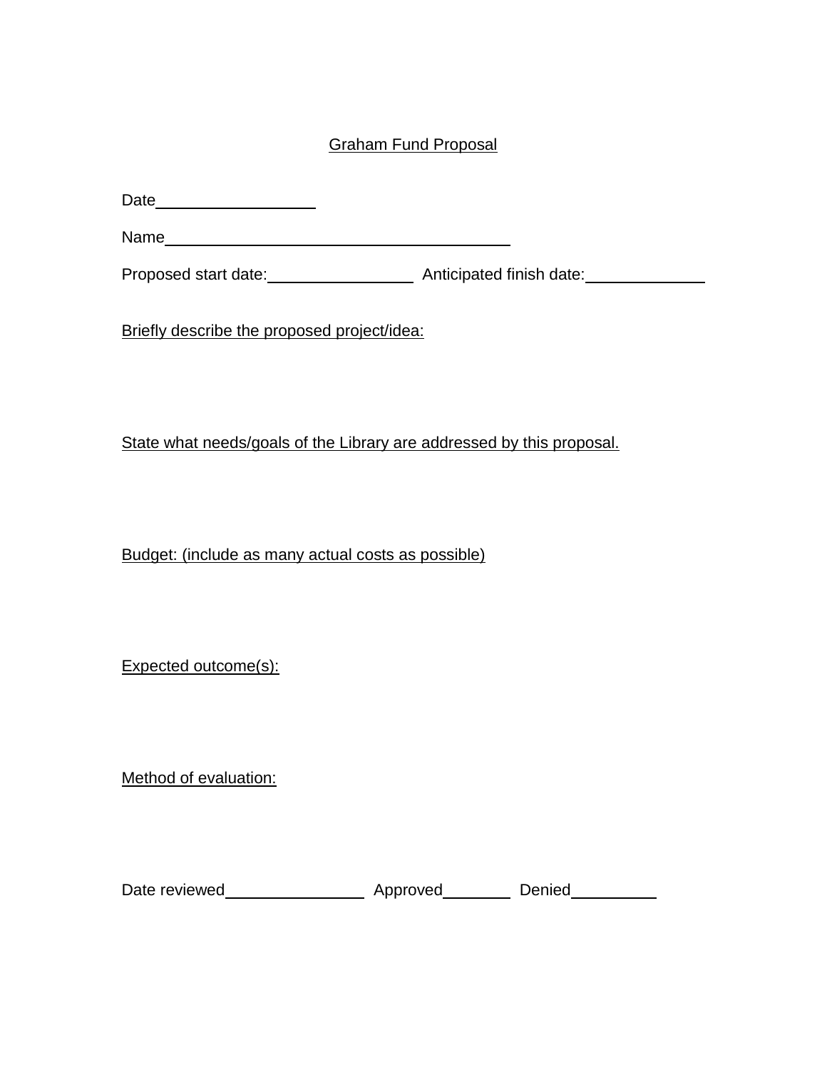# Graham Fund Proposal

Date__________________

Name_______________________________________

Proposed start date:________________ Anticipated finish date:_____________

Briefly describe the proposed project/idea:

State what needs/goals of the Library are addressed by this proposal.

Budget: (include as many actual costs as possible)

Expected outcome(s):

Method of evaluation:

Date reviewed_______________ Approved_______ Denied_________